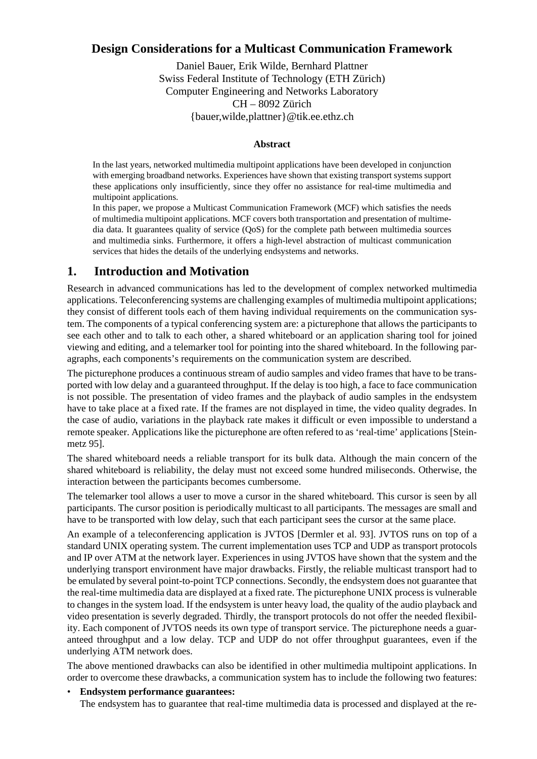# Design Considerations for a Multicast Communication Framework

Daniel Bauer, Erik Wilde, Bernhard Plattner
Swiss Federal Institute of Technology (ETH Zürich)
Computer Engineering and Networks Laboratory
CH – 8092 Zürich
{bauer,wilde,plattner}@tik.ee.ethz.ch

### Abstract

In the last years, networked multimedia multipoint applications have been developed in conjunction with emerging broadband networks. Experiences have shown that existing transport systems support these applications only insufficiently, since they offer no assistance for real-time multimedia and multipoint applications.
In this paper, we propose a Multicast Communication Framework (MCF) which satisfies the needs of multimedia multipoint applications. MCF covers both transportation and presentation of multimedia data. It guarantees quality of service (QoS) for the complete path between multimedia sources and multimedia sinks. Furthermore, it offers a high-level abstraction of multicast communication services that hides the details of the underlying endsystems and networks.

## 1. Introduction and Motivation

Research in advanced communications has led to the development of complex networked multimedia applications. Teleconferencing systems are challenging examples of multimedia multipoint applications; they consist of different tools each of them having individual requirements on the communication system. The components of a typical conferencing system are: a picturephone that allows the participants to see each other and to talk to each other, a shared whiteboard or an application sharing tool for joined viewing and editing, and a telemarker tool for pointing into the shared whiteboard. In the following paragraphs, each components's requirements on the communication system are described.

The picturephone produces a continuous stream of audio samples and video frames that have to be transported with low delay and a guaranteed throughput. If the delay is too high, a face to face communication is not possible. The presentation of video frames and the playback of audio samples in the endsystem have to take place at a fixed rate. If the frames are not displayed in time, the video quality degrades. In the case of audio, variations in the playback rate makes it difficult or even impossible to understand a remote speaker. Applications like the picturephone are often refered to as 'real-time' applications [Steinmetz 95].

The shared whiteboard needs a reliable transport for its bulk data. Although the main concern of the shared whiteboard is reliability, the delay must not exceed some hundred miliseconds. Otherwise, the interaction between the participants becomes cumbersome.

The telemarker tool allows a user to move a cursor in the shared whiteboard. This cursor is seen by all participants. The cursor position is periodically multicast to all participants. The messages are small and have to be transported with low delay, such that each participant sees the cursor at the same place.

An example of a teleconferencing application is JVTOS [Dermler et al. 93]. JVTOS runs on top of a standard UNIX operating system. The current implementation uses TCP and UDP as transport protocols and IP over ATM at the network layer. Experiences in using JVTOS have shown that the system and the underlying transport environment have major drawbacks. Firstly, the reliable multicast transport had to be emulated by several point-to-point TCP connections. Secondly, the endsystem does not guarantee that the real-time multimedia data are displayed at a fixed rate. The picturephone UNIX process is vulnerable to changes in the system load. If the endsystem is unter heavy load, the quality of the audio playback and video presentation is severly degraded. Thirdly, the transport protocols do not offer the needed flexibility. Each component of JVTOS needs its own type of transport service. The picturephone needs a guaranteed throughput and a low delay. TCP and UDP do not offer throughput guarantees, even if the underlying ATM network does.

The above mentioned drawbacks can also be identified in other multimedia multipoint applications. In order to overcome these drawbacks, a communication system has to include the following two features:

- **Endsystem performance guarantees:**
  The endsystem has to guarantee that real-time multimedia data is processed and displayed at the re-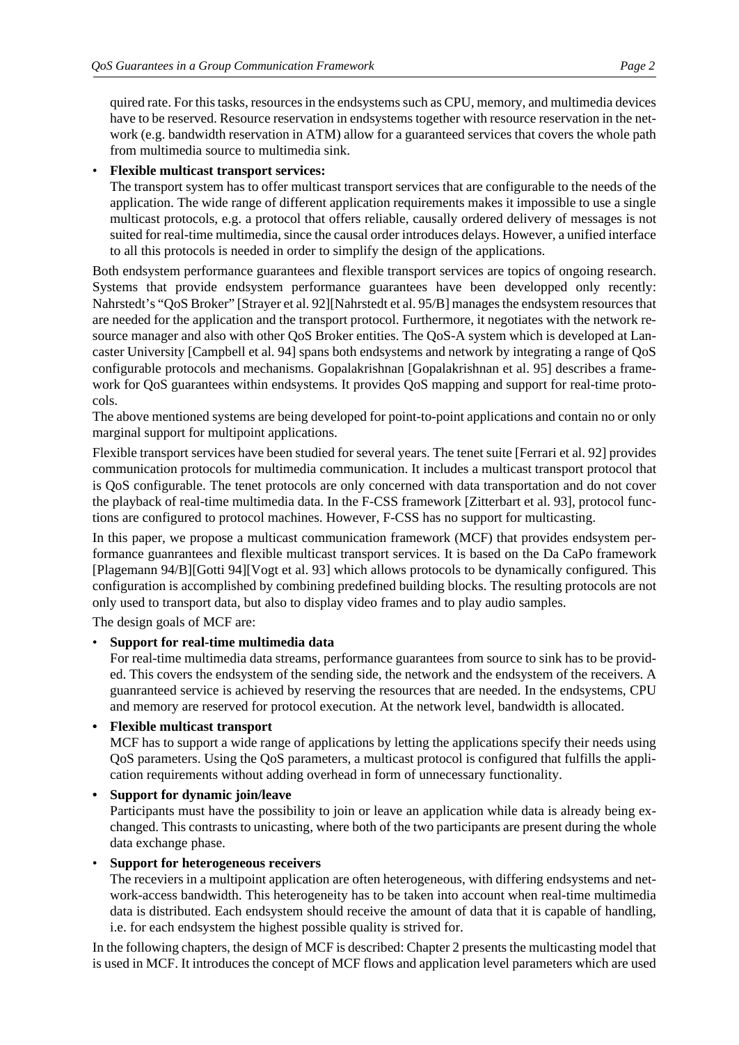quired rate. For this tasks, resources in the endsystems such as CPU, memory, and multimedia devices have to be reserved. Resource reservation in endsystems together with resource reservation in the network (e.g. bandwidth reservation in ATM) allow for a guaranteed services that covers the whole path from multimedia source to multimedia sink.

- **Flexible multicast transport services:**
  The transport system has to offer multicast transport services that are configurable to the needs of the application. The wide range of different application requirements makes it impossible to use a single multicast protocols, e.g. a protocol that offers reliable, causally ordered delivery of messages is not suited for real-time multimedia, since the causal order introduces delays. However, a unified interface to all this protocols is needed in order to simplify the design of the applications.

Both endsystem performance guarantees and flexible transport services are topics of ongoing research. Systems that provide endsystem performance guarantees have been developped only recently: Nahrstedt's "QoS Broker" [Strayer et al. 92][Nahrstedt et al. 95/B] manages the endsystem resources that are needed for the application and the transport protocol. Furthermore, it negotiates with the network resource manager and also with other QoS Broker entities. The QoS-A system which is developed at Lancaster University [Campbell et al. 94] spans both endsystems and network by integrating a range of QoS configurable protocols and mechanisms. Gopalakrishnan [Gopalakrishnan et al. 95] describes a framework for QoS guarantees within endsystems. It provides QoS mapping and support for real-time protocols.

The above mentioned systems are being developed for point-to-point applications and contain no or only marginal support for multipoint applications.

Flexible transport services have been studied for several years. The tenet suite [Ferrari et al. 92] provides communication protocols for multimedia communication. It includes a multicast transport protocol that is QoS configurable. The tenet protocols are only concerned with data transportation and do not cover the playback of real-time multimedia data. In the F-CSS framework [Zitterbart et al. 93], protocol functions are configured to protocol machines. However, F-CSS has no support for multicasting.

In this paper, we propose a multicast communication framework (MCF) that provides endsystem performance guanrantees and flexible multicast transport services. It is based on the Da CaPo framework [Plagemann 94/B][Gotti 94][Vogt et al. 93] which allows protocols to be dynamically configured. This configuration is accomplished by combining predefined building blocks. The resulting protocols are not only used to transport data, but also to display video frames and to play audio samples.

The design goals of MCF are:

- **Support for real-time multimedia data**
  For real-time multimedia data streams, performance guarantees from source to sink has to be provided. This covers the endsystem of the sending side, the network and the endsystem of the receivers. A guanranteed service is achieved by reserving the resources that are needed. In the endsystems, CPU and memory are reserved for protocol execution. At the network level, bandwidth is allocated.
- **Flexible multicast transport**
  MCF has to support a wide range of applications by letting the applications specify their needs using QoS parameters. Using the QoS parameters, a multicast protocol is configured that fulfills the application requirements without adding overhead in form of unnecessary functionality.
- **Support for dynamic join/leave**
  Participants must have the possibility to join or leave an application while data is already being exchanged. This contrasts to unicasting, where both of the two participants are present during the whole data exchange phase.
- **Support for heterogeneous receivers**
  The receviers in a multipoint application are often heterogeneous, with differing endsystems and network-access bandwidth. This heterogeneity has to be taken into account when real-time multimedia data is distributed. Each endsystem should receive the amount of data that it is capable of handling, i.e. for each endsystem the highest possible quality is strived for.

In the following chapters, the design of MCF is described: Chapter 2 presents the multicasting model that is used in MCF. It introduces the concept of MCF flows and application level parameters which are used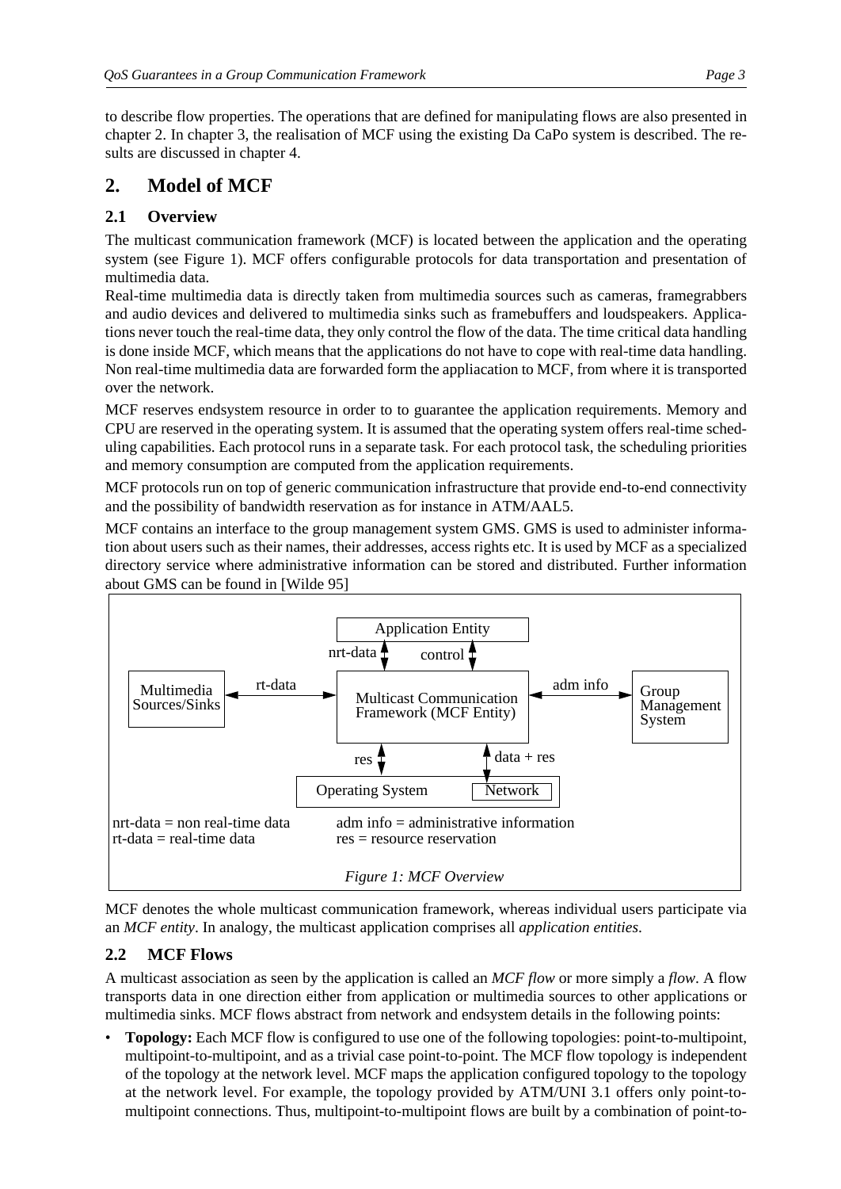to describe flow properties. The operations that are defined for manipulating flows are also presented in chapter 2. In chapter 3, the realisation of MCF using the existing Da CaPo system is described. The results are discussed in chapter 4.

## 2. Model of MCF

### 2.1 Overview

The multicast communication framework (MCF) is located between the application and the operating system (see Figure 1). MCF offers configurable protocols for data transportation and presentation of multimedia data.

Real-time multimedia data is directly taken from multimedia sources such as cameras, framegrabbers and audio devices and delivered to multimedia sinks such as framebuffers and loudspeakers. Applications never touch the real-time data, they only control the flow of the data. The time critical data handling is done inside MCF, which means that the applications do not have to cope with real-time data handling. Non real-time multimedia data are forwarded form the appliacation to MCF, from where it is transported over the network.

MCF reserves endsystem resource in order to to guarantee the application requirements. Memory and CPU are reserved in the operating system. It is assumed that the operating system offers real-time scheduling capabilities. Each protocol runs in a separate task. For each protocol task, the scheduling priorities and memory consumption are computed from the application requirements.

MCF protocols run on top of generic communication infrastructure that provide end-to-end connectivity and the possibility of bandwidth reservation as for instance in ATM/AAL5.

MCF contains an interface to the group management system GMS. GMS is used to administer information about users such as their names, their addresses, access rights etc. It is used by MCF as a specialized directory service where administrative information can be stored and distributed. Further information about GMS can be found in [Wilde 95]

Application Entity

nrt-data | control

Multimedia Sources/Sinks — rt-data — Multicast Communication Framework (MCF Entity) — adm info — Group Management System

res | data + res

Operating System | Network

nrt-data = non real-time data
rt-data = real-time data
adm info = administrative information
res = resource reservation

*Figure 1: MCF Overview*

MCF denotes the whole multicast communication framework, whereas individual users participate via an *MCF entity*. In analogy, the multicast application comprises all *application entities*.

### 2.2 MCF Flows

A multicast association as seen by the application is called an *MCF flow* or more simply a *flow*. A flow transports data in one direction either from application or multimedia sources to other applications or multimedia sinks. MCF flows abstract from network and endsystem details in the following points:

- **Topology:** Each MCF flow is configured to use one of the following topologies: point-to-multipoint, multipoint-to-multipoint, and as a trivial case point-to-point. The MCF flow topology is independent of the topology at the network level. MCF maps the application configured topology to the topology at the network level. For example, the topology provided by ATM/UNI 3.1 offers only point-to-multipoint connections. Thus, multipoint-to-multipoint flows are built by a combination of point-to-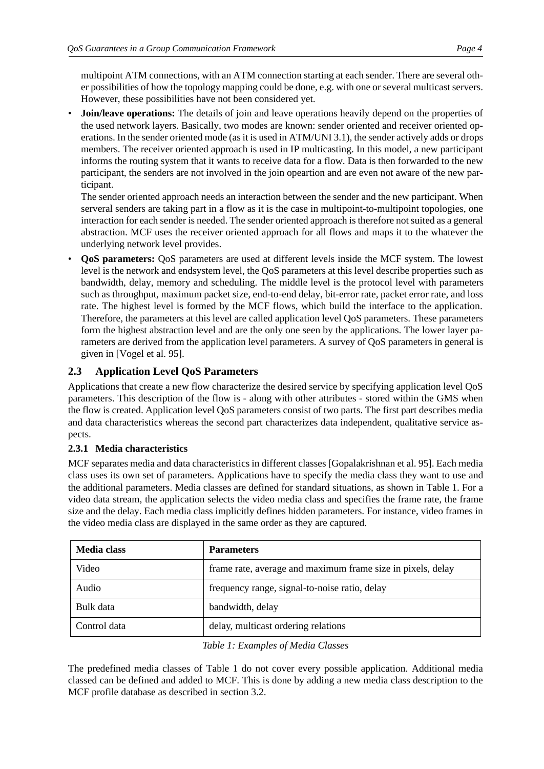multipoint ATM connections, with an ATM connection starting at each sender. There are several other possibilities of how the topology mapping could be done, e.g. with one or several multicast servers. However, these possibilities have not been considered yet.

- **Join/leave operations:** The details of join and leave operations heavily depend on the properties of the used network layers. Basically, two modes are known: sender oriented and receiver oriented operations. In the sender oriented mode (as it is used in ATM/UNI 3.1), the sender actively adds or drops members. The receiver oriented approach is used in IP multicasting. In this model, a new participant informs the routing system that it wants to receive data for a flow. Data is then forwarded to the new participant, the senders are not involved in the join opeartion and are even not aware of the new participant.
  The sender oriented approach needs an interaction between the sender and the new participant. When serveral senders are taking part in a flow as it is the case in multipoint-to-multipoint topologies, one interaction for each sender is needed. The sender oriented approach is therefore not suited as a general abstraction. MCF uses the receiver oriented approach for all flows and maps it to the whatever the underlying network level provides.
- **QoS parameters:** QoS parameters are used at different levels inside the MCF system. The lowest level is the network and endsystem level, the QoS parameters at this level describe properties such as bandwidth, delay, memory and scheduling. The middle level is the protocol level with parameters such as throughput, maximum packet size, end-to-end delay, bit-error rate, packet error rate, and loss rate. The highest level is formed by the MCF flows, which build the interface to the application. Therefore, the parameters at this level are called application level QoS parameters. These parameters form the highest abstraction level and are the only one seen by the applications. The lower layer parameters are derived from the application level parameters. A survey of QoS parameters in general is given in [Vogel et al. 95].

## 2.3 Application Level QoS Parameters

Applications that create a new flow characterize the desired service by specifying application level QoS parameters. This description of the flow is - along with other attributes - stored within the GMS when the flow is created. Application level QoS parameters consist of two parts. The first part describes media and data characteristics whereas the second part characterizes data independent, qualitative service aspects.

### 2.3.1 Media characteristics

MCF separates media and data characteristics in different classes [Gopalakrishnan et al. 95]. Each media class uses its own set of parameters. Applications have to specify the media class they want to use and the additional parameters. Media classes are defined for standard situations, as shown in Table 1. For a video data stream, the application selects the video media class and specifies the frame rate, the frame size and the delay. Each media class implicitly defines hidden parameters. For instance, video frames in the video media class are displayed in the same order as they are captured.

| Media class | Parameters |
| --- | --- |
| Video | frame rate, average and maximum frame size in pixels, delay |
| Audio | frequency range, signal-to-noise ratio, delay |
| Bulk data | bandwidth, delay |
| Control data | delay, multicast ordering relations |

*Table 1: Examples of Media Classes*

The predefined media classes of Table 1 do not cover every possible application. Additional media classed can be defined and added to MCF. This is done by adding a new media class description to the MCF profile database as described in section 3.2.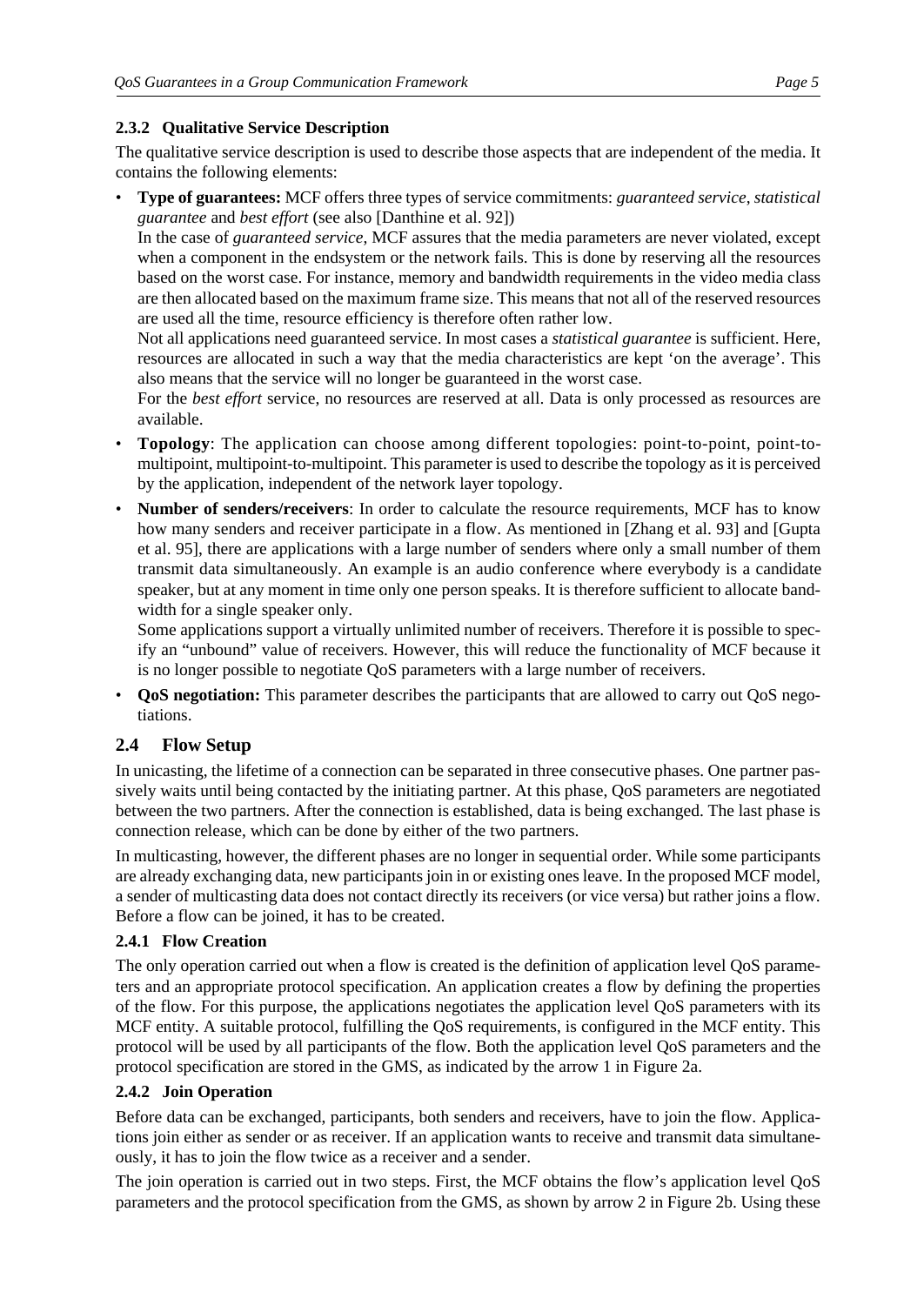#### 2.3.2 Qualitative Service Description

The qualitative service description is used to describe those aspects that are independent of the media. It contains the following elements:

- **Type of guarantees:** MCF offers three types of service commitments: *guaranteed service*, *statistical guarantee* and *best effort* (see also [Danthine et al. 92])
  In the case of *guaranteed service*, MCF assures that the media parameters are never violated, except when a component in the endsystem or the network fails. This is done by reserving all the resources based on the worst case. For instance, memory and bandwidth requirements in the video media class are then allocated based on the maximum frame size. This means that not all of the reserved resources are used all the time, resource efficiency is therefore often rather low.
  Not all applications need guaranteed service. In most cases a *statistical guarantee* is sufficient. Here, resources are allocated in such a way that the media characteristics are kept 'on the average'. This also means that the service will no longer be guaranteed in the worst case.
  For the *best effort* service, no resources are reserved at all. Data is only processed as resources are available.
- **Topology**: The application can choose among different topologies: point-to-point, point-to-multipoint, multipoint-to-multipoint. This parameter is used to describe the topology as it is perceived by the application, independent of the network layer topology.
- **Number of senders/receivers**: In order to calculate the resource requirements, MCF has to know how many senders and receiver participate in a flow. As mentioned in [Zhang et al. 93] and [Gupta et al. 95], there are applications with a large number of senders where only a small number of them transmit data simultaneously. An example is an audio conference where everybody is a candidate speaker, but at any moment in time only one person speaks. It is therefore sufficient to allocate bandwidth for a single speaker only.
  Some applications support a virtually unlimited number of receivers. Therefore it is possible to specify an "unbound" value of receivers. However, this will reduce the functionality of MCF because it is no longer possible to negotiate QoS parameters with a large number of receivers.
- **QoS negotiation:** This parameter describes the participants that are allowed to carry out QoS negotiations.

### 2.4 Flow Setup

In unicasting, the lifetime of a connection can be separated in three consecutive phases. One partner passively waits until being contacted by the initiating partner. At this phase, QoS parameters are negotiated between the two partners. After the connection is established, data is being exchanged. The last phase is connection release, which can be done by either of the two partners.

In multicasting, however, the different phases are no longer in sequential order. While some participants are already exchanging data, new participants join in or existing ones leave. In the proposed MCF model, a sender of multicasting data does not contact directly its receivers (or vice versa) but rather joins a flow. Before a flow can be joined, it has to be created.

#### 2.4.1 Flow Creation

The only operation carried out when a flow is created is the definition of application level QoS parameters and an appropriate protocol specification. An application creates a flow by defining the properties of the flow. For this purpose, the applications negotiates the application level QoS parameters with its MCF entity. A suitable protocol, fulfilling the QoS requirements, is configured in the MCF entity. This protocol will be used by all participants of the flow. Both the application level QoS parameters and the protocol specification are stored in the GMS, as indicated by the arrow 1 in Figure 2a.

#### 2.4.2 Join Operation

Before data can be exchanged, participants, both senders and receivers, have to join the flow. Applications join either as sender or as receiver. If an application wants to receive and transmit data simultaneously, it has to join the flow twice as a receiver and a sender.

The join operation is carried out in two steps. First, the MCF obtains the flow's application level QoS parameters and the protocol specification from the GMS, as shown by arrow 2 in Figure 2b. Using these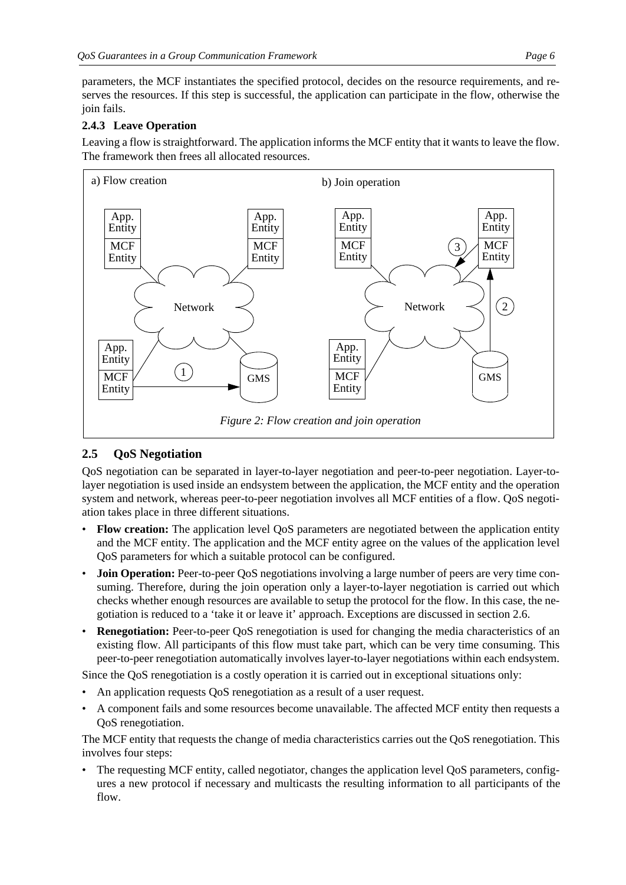parameters, the MCF instantiates the specified protocol, decides on the resource requirements, and reserves the resources. If this step is successful, the application can participate in the flow, otherwise the join fails.

### 2.4.3 Leave Operation

Leaving a flow is straightforward. The application informs the MCF entity that it wants to leave the flow. The framework then frees all allocated resources.

*Figure 2: Flow creation and join operation*

## 2.5 QoS Negotiation

QoS negotiation can be separated in layer-to-layer negotiation and peer-to-peer negotiation. Layer-to-layer negotiation is used inside an endsystem between the application, the MCF entity and the operation system and network, whereas peer-to-peer negotiation involves all MCF entities of a flow. QoS negotiation takes place in three different situations.

- **Flow creation:** The application level QoS parameters are negotiated between the application entity and the MCF entity. The application and the MCF entity agree on the values of the application level QoS parameters for which a suitable protocol can be configured.
- **Join Operation:** Peer-to-peer QoS negotiations involving a large number of peers are very time consuming. Therefore, during the join operation only a layer-to-layer negotiation is carried out which checks whether enough resources are available to setup the protocol for the flow. In this case, the negotiation is reduced to a 'take it or leave it' approach. Exceptions are discussed in section 2.6.
- **Renegotiation:** Peer-to-peer QoS renegotiation is used for changing the media characteristics of an existing flow. All participants of this flow must take part, which can be very time consuming. This peer-to-peer renegotiation automatically involves layer-to-layer negotiations within each endsystem.

Since the QoS renegotiation is a costly operation it is carried out in exceptional situations only:

- An application requests QoS renegotiation as a result of a user request.
- A component fails and some resources become unavailable. The affected MCF entity then requests a QoS renegotiation.

The MCF entity that requests the change of media characteristics carries out the QoS renegotiation. This involves four steps:

- The requesting MCF entity, called negotiator, changes the application level QoS parameters, configures a new protocol if necessary and multicasts the resulting information to all participants of the flow.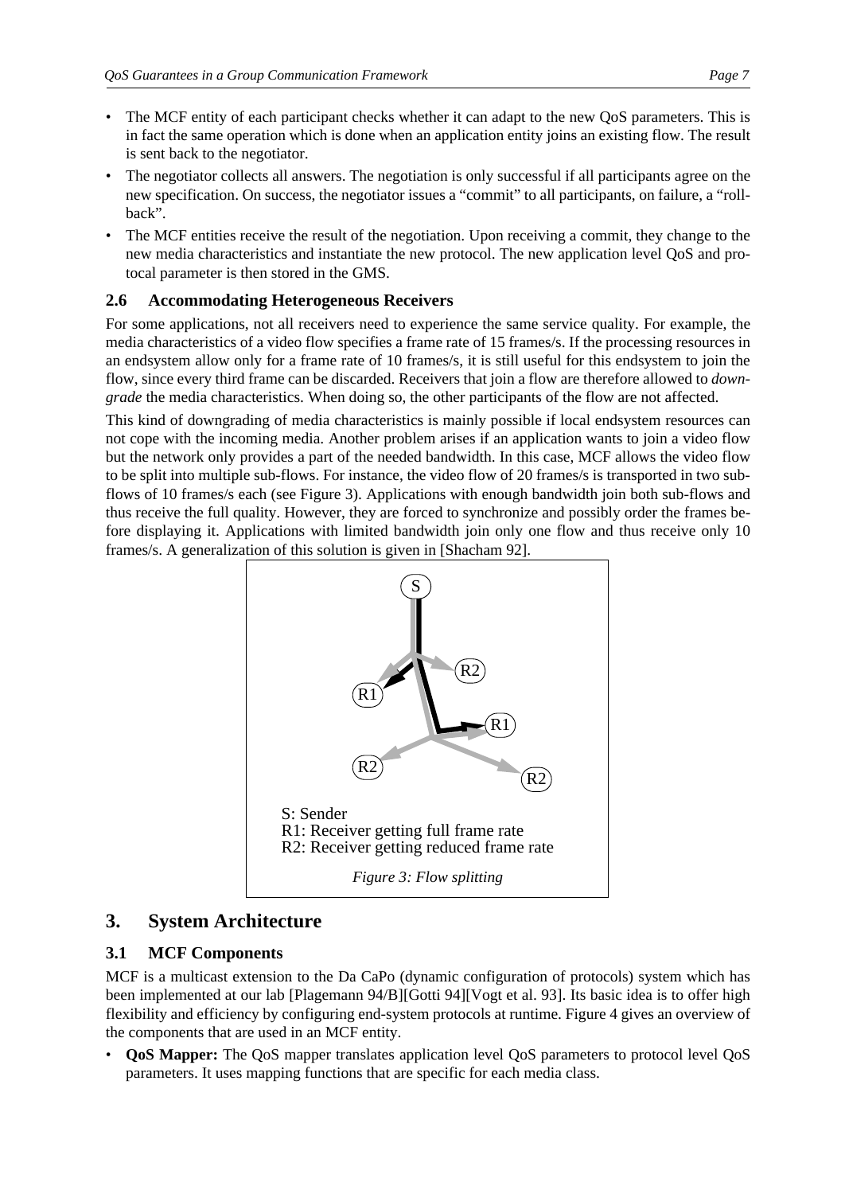- The MCF entity of each participant checks whether it can adapt to the new QoS parameters. This is in fact the same operation which is done when an application entity joins an existing flow. The result is sent back to the negotiator.
- The negotiator collects all answers. The negotiation is only successful if all participants agree on the new specification. On success, the negotiator issues a "commit" to all participants, on failure, a "rollback".
- The MCF entities receive the result of the negotiation. Upon receiving a commit, they change to the new media characteristics and instantiate the new protocol. The new application level QoS and protocal parameter is then stored in the GMS.

### 2.6 Accommodating Heterogeneous Receivers

For some applications, not all receivers need to experience the same service quality. For example, the media characteristics of a video flow specifies a frame rate of 15 frames/s. If the processing resources in an endsystem allow only for a frame rate of 10 frames/s, it is still useful for this endsystem to join the flow, since every third frame can be discarded. Receivers that join a flow are therefore allowed to *downgrade* the media characteristics. When doing so, the other participants of the flow are not affected.

This kind of downgrading of media characteristics is mainly possible if local endsystem resources can not cope with the incoming media. Another problem arises if an application wants to join a video flow but the network only provides a part of the needed bandwidth. In this case, MCF allows the video flow to be split into multiple sub-flows. For instance, the video flow of 20 frames/s is transported in two subflows of 10 frames/s each (see Figure 3). Applications with enough bandwidth join both sub-flows and thus receive the full quality. However, they are forced to synchronize and possibly order the frames before displaying it. Applications with limited bandwidth join only one flow and thus receive only 10 frames/s. A generalization of this solution is given in [Shacham 92].

S: Sender
R1: Receiver getting full frame rate
R2: Receiver getting reduced frame rate

*Figure 3: Flow splitting*

## 3. System Architecture

### 3.1 MCF Components

MCF is a multicast extension to the Da CaPo (dynamic configuration of protocols) system which has been implemented at our lab [Plagemann 94/B][Gotti 94][Vogt et al. 93]. Its basic idea is to offer high flexibility and efficiency by configuring end-system protocols at runtime. Figure 4 gives an overview of the components that are used in an MCF entity.

- **QoS Mapper:** The QoS mapper translates application level QoS parameters to protocol level QoS parameters. It uses mapping functions that are specific for each media class.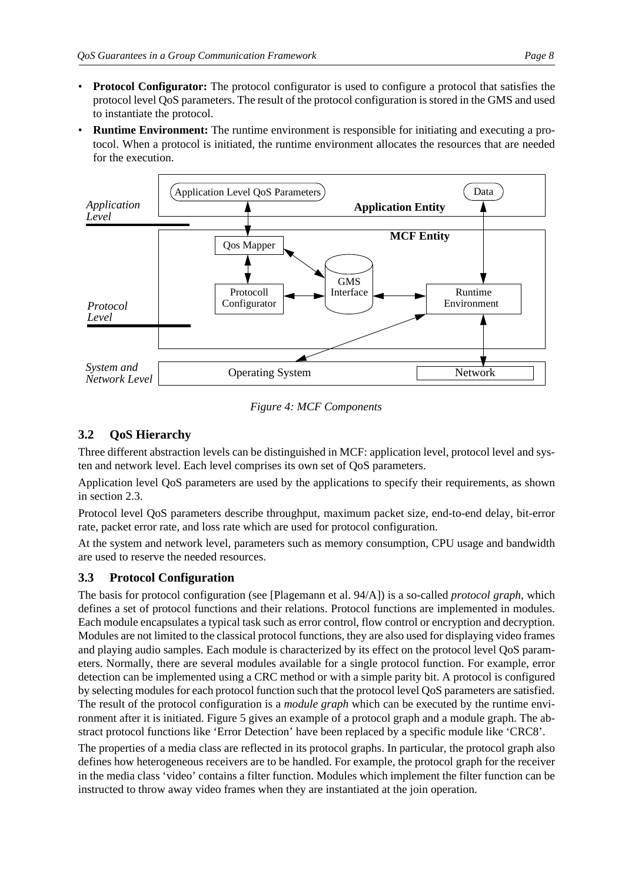- **Protocol Configurator:** The protocol configurator is used to configure a protocol that satisfies the protocol level QoS parameters. The result of the protocol configuration is stored in the GMS and used to instantiate the protocol.
- **Runtime Environment:** The runtime environment is responsible for initiating and executing a protocol. When a protocol is initiated, the runtime environment allocates the resources that are needed for the execution.

*Figure 4: MCF Components*

### 3.2 QoS Hierarchy

Three different abstraction levels can be distinguished in MCF: application level, protocol level and systen and network level. Each level comprises its own set of QoS parameters.

Application level QoS parameters are used by the applications to specify their requirements, as shown in section 2.3.

Protocol level QoS parameters describe throughput, maximum packet size, end-to-end delay, bit-error rate, packet error rate, and loss rate which are used for protocol configuration.

At the system and network level, parameters such as memory consumption, CPU usage and bandwidth are used to reserve the needed resources.

### 3.3 Protocol Configuration

The basis for protocol configuration (see [Plagemann et al. 94/A]) is a so-called *protocol graph*, which defines a set of protocol functions and their relations. Protocol functions are implemented in modules. Each module encapsulates a typical task such as error control, flow control or encryption and decryption. Modules are not limited to the classical protocol functions, they are also used for displaying video frames and playing audio samples. Each module is characterized by its effect on the protocol level QoS parameters. Normally, there are several modules available for a single protocol function. For example, error detection can be implemented using a CRC method or with a simple parity bit. A protocol is configured by selecting modules for each protocol function such that the protocol level QoS parameters are satisfied. The result of the protocol configuration is a *module graph* which can be executed by the runtime environment after it is initiated. Figure 5 gives an example of a protocol graph and a module graph. The abstract protocol functions like 'Error Detection' have been replaced by a specific module like 'CRC8'.

The properties of a media class are reflected in its protocol graphs. In particular, the protocol graph also defines how heterogeneous receivers are to be handled. For example, the protocol graph for the receiver in the media class 'video' contains a filter function. Modules which implement the filter function can be instructed to throw away video frames when they are instantiated at the join operation.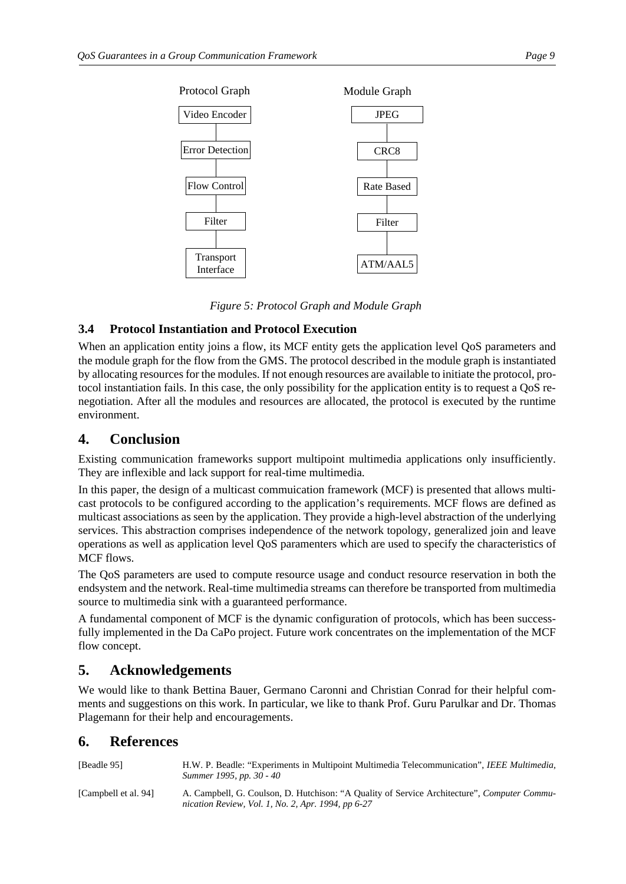Protocol Graph

| Protocol Graph | Module Graph |
| --- | --- |
| Video Encoder | JPEG |
| Error Detection | CRC8 |
| Flow Control | Rate Based |
| Filter | Filter |
| Transport Interface | ATM/AAL5 |

*Figure 5: Protocol Graph and Module Graph*

### 3.4 Protocol Instantiation and Protocol Execution

When an application entity joins a flow, its MCF entity gets the application level QoS parameters and the module graph for the flow from the GMS. The protocol described in the module graph is instantiated by allocating resources for the modules. If not enough resources are available to initiate the protocol, protocol instantiation fails. In this case, the only possibility for the application entity is to request a QoS renegotiation. After all the modules and resources are allocated, the protocol is executed by the runtime environment.

## 4. Conclusion

Existing communication frameworks support multipoint multimedia applications only insufficiently. They are inflexible and lack support for real-time multimedia.

In this paper, the design of a multicast commuication framework (MCF) is presented that allows multicast protocols to be configured according to the application's requirements. MCF flows are defined as multicast associations as seen by the application. They provide a high-level abstraction of the underlying services. This abstraction comprises independence of the network topology, generalized join and leave operations as well as application level QoS paramenters which are used to specify the characteristics of MCF flows.

The QoS parameters are used to compute resource usage and conduct resource reservation in both the endsystem and the network. Real-time multimedia streams can therefore be transported from multimedia source to multimedia sink with a guaranteed performance.

A fundamental component of MCF is the dynamic configuration of protocols, which has been successfully implemented in the Da CaPo project. Future work concentrates on the implementation of the MCF flow concept.

## 5. Acknowledgements

We would like to thank Bettina Bauer, Germano Caronni and Christian Conrad for their helpful comments and suggestions on this work. In particular, we like to thank Prof. Guru Parulkar and Dr. Thomas Plagemann for their help and encouragements.

## 6. References

[Beadle 95] H.W. P. Beadle: "Experiments in Multipoint Multimedia Telecommunication", *IEEE Multimedia, Summer 1995, pp. 30 - 40*

[Campbell et al. 94] A. Campbell, G. Coulson, D. Hutchison: "A Quality of Service Architecture", *Computer Communication Review, Vol. 1, No. 2, Apr. 1994, pp 6-27*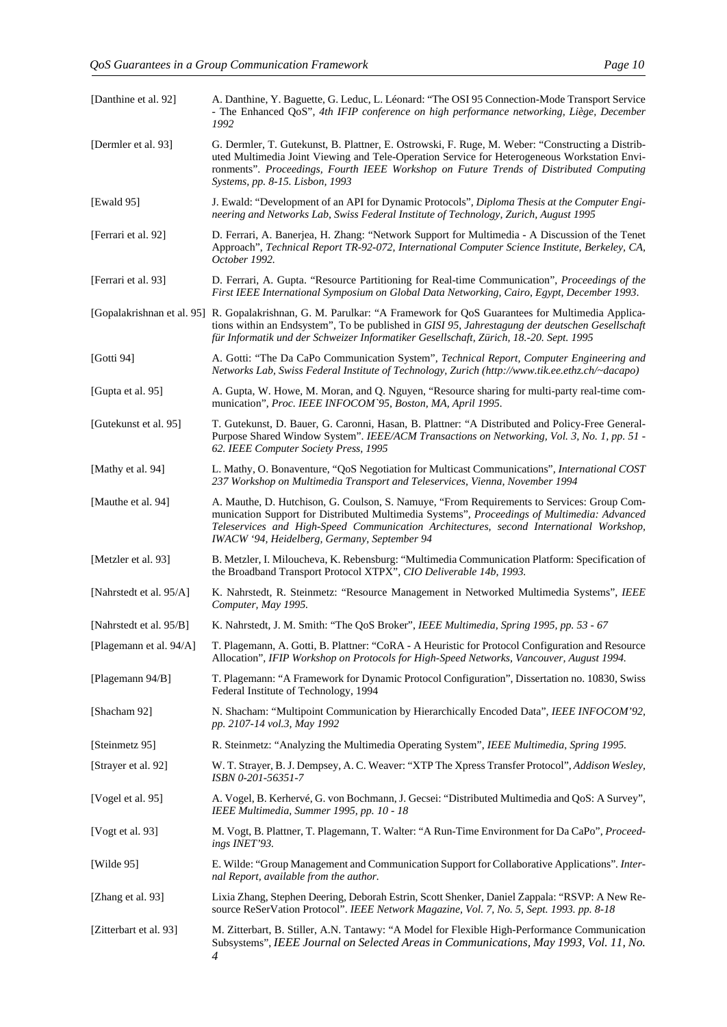[Danthine et al. 92] A. Danthine, Y. Baguette, G. Leduc, L. Léonard: "The OSI 95 Connection-Mode Transport Service - The Enhanced QoS", *4th IFIP conference on high performance networking, Liège, December 1992*

[Dermler et al. 93] G. Dermler, T. Gutekunst, B. Plattner, E. Ostrowski, F. Ruge, M. Weber: "Constructing a Distributed Multimedia Joint Viewing and Tele-Operation Service for Heterogeneous Workstation Environments". *Proceedings, Fourth IEEE Workshop on Future Trends of Distributed Computing Systems, pp. 8-15. Lisbon, 1993*

[Ewald 95] J. Ewald: "Development of an API for Dynamic Protocols", *Diploma Thesis at the Computer Engineering and Networks Lab, Swiss Federal Institute of Technology, Zurich, August 1995*

[Ferrari et al. 92] D. Ferrari, A. Banerjea, H. Zhang: "Network Support for Multimedia - A Discussion of the Tenet Approach", *Technical Report TR-92-072, International Computer Science Institute, Berkeley, CA, October 1992.*

[Ferrari et al. 93] D. Ferrari, A. Gupta. "Resource Partitioning for Real-time Communication", *Proceedings of the First IEEE International Symposium on Global Data Networking, Cairo, Egypt, December 1993.*

[Gopalakrishnan et al. 95] R. Gopalakrishnan, G. M. Parulkar: "A Framework for QoS Guarantees for Multimedia Applications within an Endsystem", To be published in *GISI 95, Jahrestagung der deutschen Gesellschaft für Informatik und der Schweizer Informatiker Gesellschaft, Zürich, 18.-20. Sept. 1995*

[Gotti 94] A. Gotti: "The Da CaPo Communication System", *Technical Report, Computer Engineering and Networks Lab, Swiss Federal Institute of Technology, Zurich (http://www.tik.ee.ethz.ch/~dacapo)*

[Gupta et al. 95] A. Gupta, W. Howe, M. Moran, and Q. Nguyen, "Resource sharing for multi-party real-time communication", *Proc. IEEE INFOCOM`95, Boston, MA, April 1995.*

[Gutekunst et al. 95] T. Gutekunst, D. Bauer, G. Caronni, Hasan, B. Plattner: "A Distributed and Policy-Free General-Purpose Shared Window System". *IEEE/ACM Transactions on Networking, Vol. 3, No. 1, pp. 51 - 62. IEEE Computer Society Press, 1995*

[Mathy et al. 94] L. Mathy, O. Bonaventure, "QoS Negotiation for Multicast Communications", *International COST 237 Workshop on Multimedia Transport and Teleservices, Vienna, November 1994*

[Mauthe et al. 94] A. Mauthe, D. Hutchison, G. Coulson, S. Namuye, "From Requirements to Services: Group Communication Support for Distributed Multimedia Systems", *Proceedings of Multimedia: Advanced Teleservices and High-Speed Communication Architectures, second International Workshop, IWACW '94, Heidelberg, Germany, September 94*

[Metzler et al. 93] B. Metzler, I. Miloucheva, K. Rebensburg: "Multimedia Communication Platform: Specification of the Broadband Transport Protocol XTPX", *CIO Deliverable 14b, 1993.*

[Nahrstedt et al. 95/A] K. Nahrstedt, R. Steinmetz: "Resource Management in Networked Multimedia Systems", *IEEE Computer, May 1995.*

[Nahrstedt et al. 95/B] K. Nahrstedt, J. M. Smith: "The QoS Broker", *IEEE Multimedia, Spring 1995, pp. 53 - 67*

[Plagemann et al. 94/A] T. Plagemann, A. Gotti, B. Plattner: "CoRA - A Heuristic for Protocol Configuration and Resource Allocation", *IFIP Workshop on Protocols for High-Speed Networks, Vancouver, August 1994.*

[Plagemann 94/B] T. Plagemann: "A Framework for Dynamic Protocol Configuration", Dissertation no. 10830, Swiss Federal Institute of Technology, 1994

[Shacham 92] N. Shacham: "Multipoint Communication by Hierarchically Encoded Data", *IEEE INFOCOM'92, pp. 2107-14 vol.3, May 1992*

[Steinmetz 95] R. Steinmetz: "Analyzing the Multimedia Operating System", *IEEE Multimedia, Spring 1995.*

[Strayer et al. 92] W. T. Strayer, B. J. Dempsey, A. C. Weaver: "XTP The Xpress Transfer Protocol", *Addison Wesley, ISBN 0-201-56351-7*

[Vogel et al. 95] A. Vogel, B. Kerhervé, G. von Bochmann, J. Gecsei: "Distributed Multimedia and QoS: A Survey", *IEEE Multimedia, Summer 1995, pp. 10 - 18*

[Vogt et al. 93] M. Vogt, B. Plattner, T. Plagemann, T. Walter: "A Run-Time Environment for Da CaPo", *Proceedings INET'93.*

[Wilde 95] E. Wilde: "Group Management and Communication Support for Collaborative Applications". *Internal Report, available from the author.*

[Zhang et al. 93] Lixia Zhang, Stephen Deering, Deborah Estrin, Scott Shenker, Daniel Zappala: "RSVP: A New Resource ReSerVation Protocol". *IEEE Network Magazine, Vol. 7, No. 5, Sept. 1993. pp. 8-18*

[Zitterbart et al. 93] M. Zitterbart, B. Stiller, A.N. Tantawy: "A Model for Flexible High-Performance Communication Subsystems", *IEEE Journal on Selected Areas in Communications, May 1993, Vol. 11, No. 4*